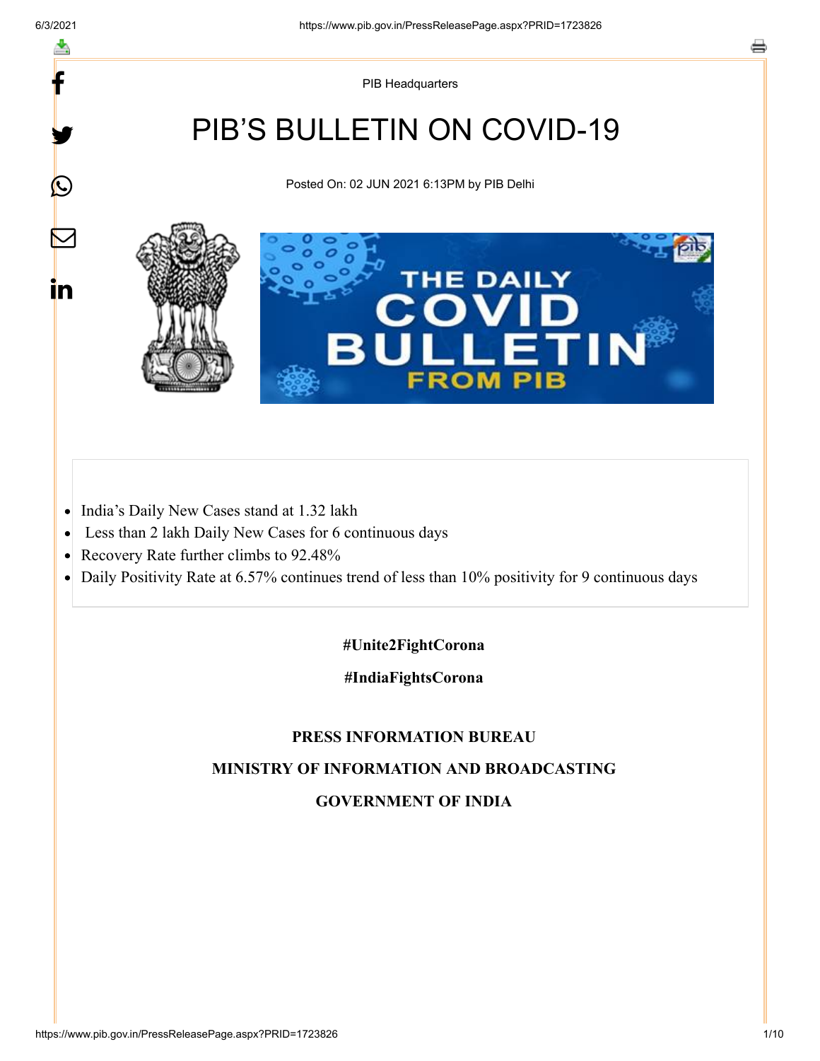PIB Headquarters

# PIB'S BULLETIN ON COVID-19

Posted On: 02 JUN 2021 6:13PM by PIB Delhi

- India's Daily New Cases stand at 1.32 lakh
- Less than 2 lakh Daily New Cases for 6 continuous days
- Recovery Rate further climbs to 92.48%
- Daily Positivity Rate at 6.57% continues trend of less than 10% positivity for 9 continuous days

**#Unite2FightCorona**

**#IndiaFightsCorona**

**PRESS INFORMATION BUREAU**

**MINISTRY OF INFORMATION AND BROADCASTING**

**GOVERNMENT OF INDIA**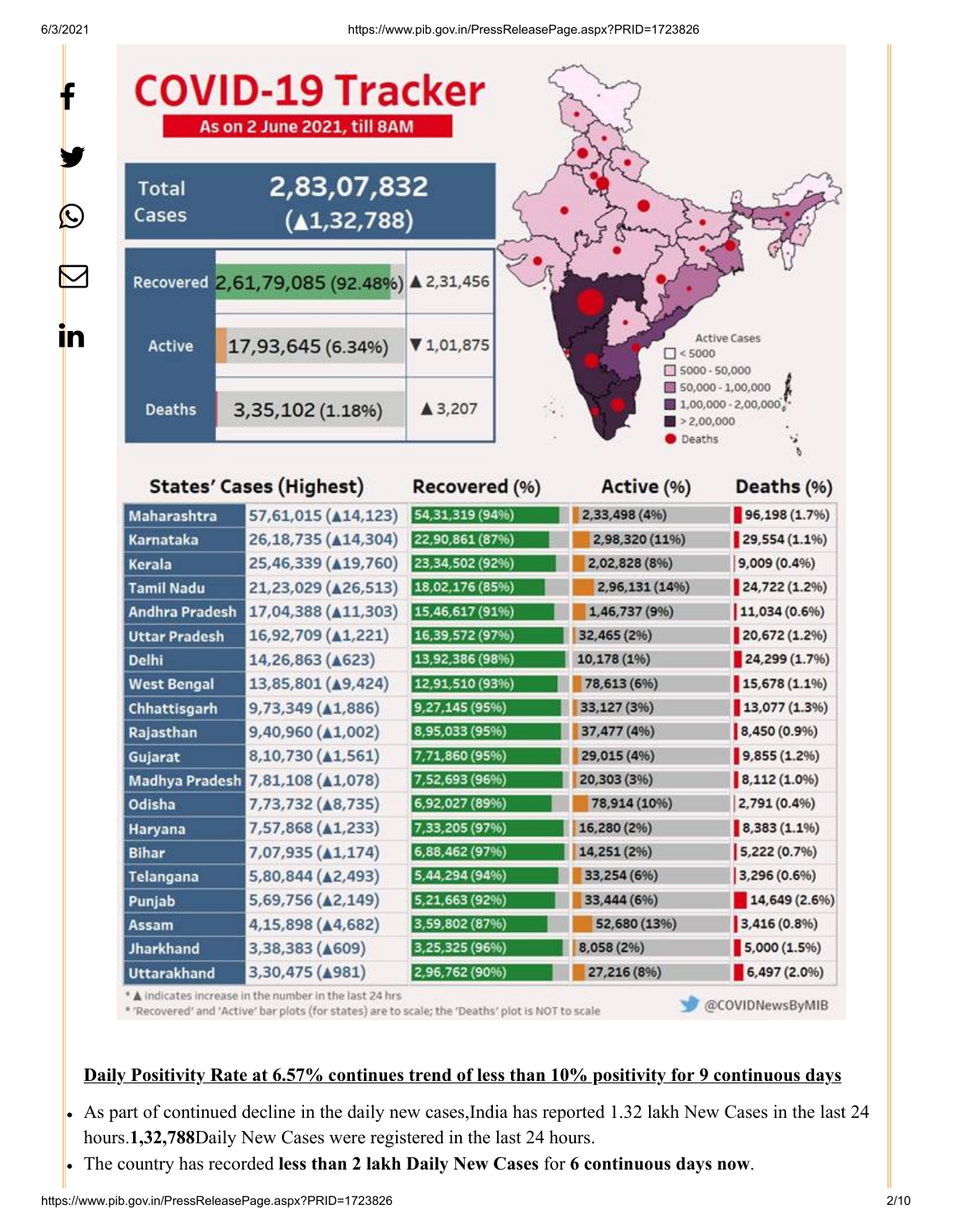# COVID-19 Tracker

**As on 2 June 2021, till 8AM**

| | | |
|---|---|---|
| Total Cases | 2,83,07,832 (▲1,32,788) | |
| Recovered | 2,61,79,085 (92.48%) | ▲2,31,456 |
| Active | 17,93,645 (6.34%) | ▼1,01,875 |
| Deaths | 3,35,102 (1.18%) | ▲3,207 |

Active Cases
- < 5000
- 5000 - 50,000
- 50,000 - 1,00,000
- 1,00,000 - 2,00,000
- > 2,00,000
- Deaths

| States' Cases (Highest) | | Recovered (%) | Active (%) | Deaths (%) |
|---|---|---|---|---|
| Maharashtra | 57,61,015 (▲14,123) | 54,31,319 (94%) | 2,33,498 (4%) | 96,198 (1.7%) |
| Karnataka | 26,18,735 (▲14,304) | 22,90,861 (87%) | 2,98,320 (11%) | 29,554 (1.1%) |
| Kerala | 25,46,339 (▲19,760) | 23,34,502 (92%) | 2,02,828 (8%) | 9,009 (0.4%) |
| Tamil Nadu | 21,23,029 (▲26,513) | 18,02,176 (85%) | 2,96,131 (14%) | 24,722 (1.2%) |
| Andhra Pradesh | 17,04,388 (▲11,303) | 15,46,617 (91%) | 1,46,737 (9%) | 11,034 (0.6%) |
| Uttar Pradesh | 16,92,709 (▲1,221) | 16,39,572 (97%) | 32,465 (2%) | 20,672 (1.2%) |
| Delhi | 14,26,863 (▲623) | 13,92,386 (98%) | 10,178 (1%) | 24,299 (1.7%) |
| West Bengal | 13,85,801 (▲9,424) | 12,91,510 (93%) | 78,613 (6%) | 15,678 (1.1%) |
| Chhattisgarh | 9,73,349 (▲1,886) | 9,27,145 (95%) | 33,127 (3%) | 13,077 (1.3%) |
| Rajasthan | 9,40,960 (▲1,002) | 8,95,033 (95%) | 37,477 (4%) | 8,450 (0.9%) |
| Gujarat | 8,10,730 (▲1,561) | 7,71,860 (95%) | 29,015 (4%) | 9,855 (1.2%) |
| Madhya Pradesh | 7,81,108 (▲1,078) | 7,52,693 (96%) | 20,303 (3%) | 8,112 (1.0%) |
| Odisha | 7,73,732 (▲8,735) | 6,92,027 (89%) | 78,914 (10%) | 2,791 (0.4%) |
| Haryana | 7,57,868 (▲1,233) | 7,33,205 (97%) | 16,280 (2%) | 8,383 (1.1%) |
| Bihar | 7,07,935 (▲1,174) | 6,88,462 (97%) | 14,251 (2%) | 5,222 (0.7%) |
| Telangana | 5,80,844 (▲2,493) | 5,44,294 (94%) | 33,254 (6%) | 3,296 (0.6%) |
| Punjab | 5,69,756 (▲2,149) | 5,21,663 (92%) | 33,444 (6%) | 14,649 (2.6%) |
| Assam | 4,15,898 (▲4,682) | 3,59,802 (87%) | 52,680 (13%) | 3,416 (0.8%) |
| Jharkhand | 3,38,383 (▲609) | 3,25,325 (96%) | 8,058 (2%) | 5,000 (1.5%) |
| Uttarakhand | 3,30,475 (▲981) | 2,96,762 (90%) | 27,216 (8%) | 6,497 (2.0%) |

* ▲ indicates increase in the number in the last 24 hrs
* 'Recovered' and 'Active' bar plots (for states) are to scale; the 'Deaths' plot is NOT to scale

@COVIDNewsByMIB

**Daily Positivity Rate at 6.57% continues trend of less than 10% positivity for 9 continuous days**

- As part of continued decline in the daily new cases,India has reported 1.32 lakh New Cases in the last 24 hours.**1,32,788**Daily New Cases were registered in the last 24 hours.
- The country has recorded **less than 2 lakh Daily New Cases** for **6 continuous days now**.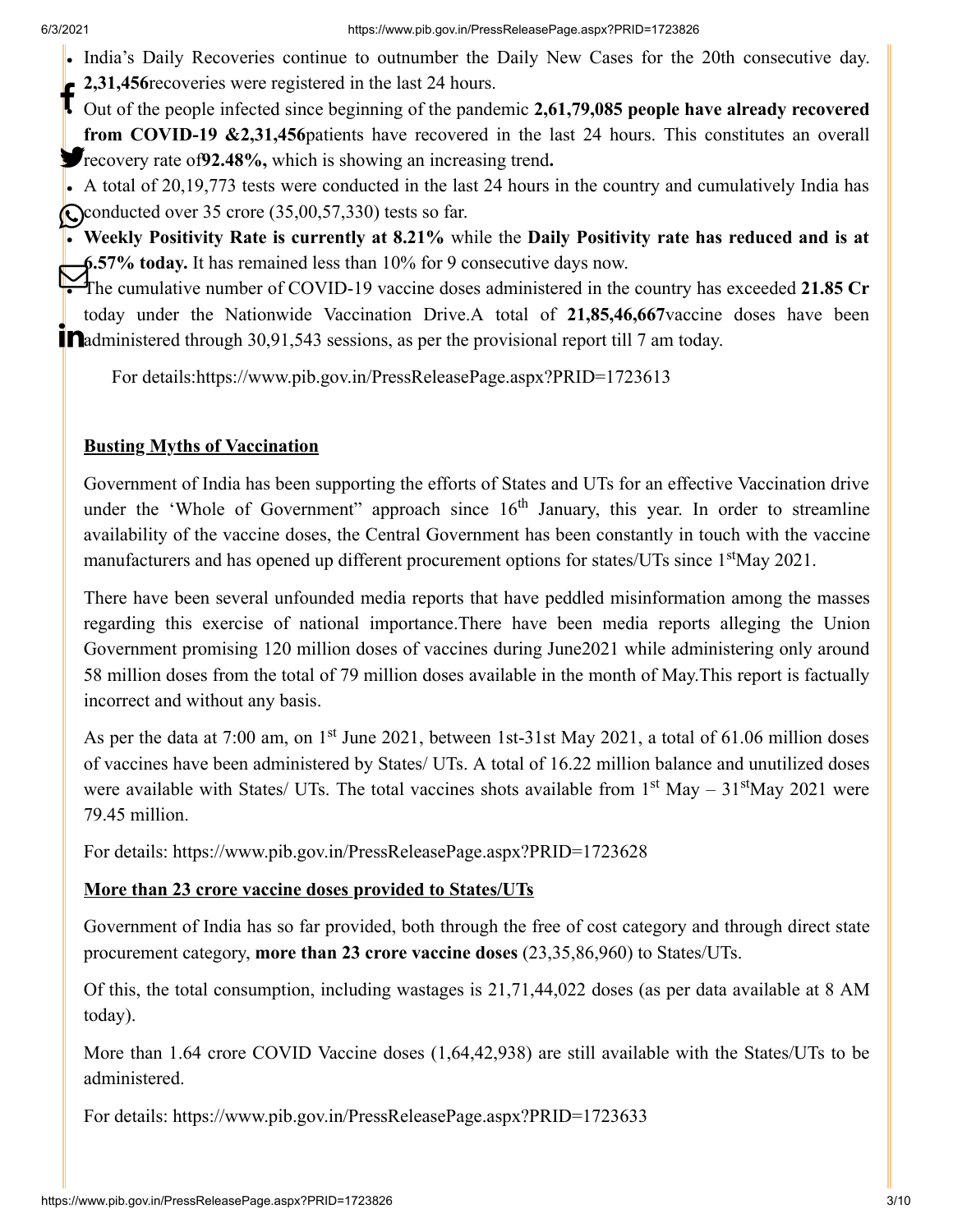- India's Daily Recoveries continue to outnumber the Daily New Cases for the 20th consecutive day. **2,31,456**recoveries were registered in the last 24 hours.
- Out of the people infected since beginning of the pandemic **2,61,79,085 people have already recovered from COVID-19 &2,31,456**patients have recovered in the last 24 hours. This constitutes an overall recovery rate of**92.48%,** which is showing an increasing trend**.**
- A total of 20,19,773 tests were conducted in the last 24 hours in the country and cumulatively India has conducted over 35 crore (35,00,57,330) tests so far.
- **Weekly Positivity Rate is currently at 8.21%** while the **Daily Positivity rate has reduced and is at 6.57% today.** It has remained less than 10% for 9 consecutive days now.
- The cumulative number of COVID-19 vaccine doses administered in the country has exceeded **21.85 Cr** today under the Nationwide Vaccination Drive.A total of **21,85,46,667**vaccine doses have been administered through 30,91,543 sessions, as per the provisional report till 7 am today.

For details:https://www.pib.gov.in/PressReleasePage.aspx?PRID=1723613

**Busting Myths of Vaccination**

Government of India has been supporting the efforts of States and UTs for an effective Vaccination drive under the 'Whole of Government" approach since 16th January, this year. In order to streamline availability of the vaccine doses, the Central Government has been constantly in touch with the vaccine manufacturers and has opened up different procurement options for states/UTs since 1stMay 2021.

There have been several unfounded media reports that have peddled misinformation among the masses regarding this exercise of national importance.There have been media reports alleging the Union Government promising 120 million doses of vaccines during June2021 while administering only around 58 million doses from the total of 79 million doses available in the month of May.This report is factually incorrect and without any basis.

As per the data at 7:00 am, on 1st June 2021, between 1st-31st May 2021, a total of 61.06 million doses of vaccines have been administered by States/ UTs. A total of 16.22 million balance and unutilized doses were available with States/ UTs. The total vaccines shots available from 1st May – 31stMay 2021 were 79.45 million.

For details: https://www.pib.gov.in/PressReleasePage.aspx?PRID=1723628

**More than 23 crore vaccine doses provided to States/UTs**

Government of India has so far provided, both through the free of cost category and through direct state procurement category, **more than 23 crore vaccine doses** (23,35,86,960) to States/UTs.

Of this, the total consumption, including wastages is 21,71,44,022 doses (as per data available at 8 AM today).

More than 1.64 crore COVID Vaccine doses (1,64,42,938) are still available with the States/UTs to be administered.

For details: https://www.pib.gov.in/PressReleasePage.aspx?PRID=1723633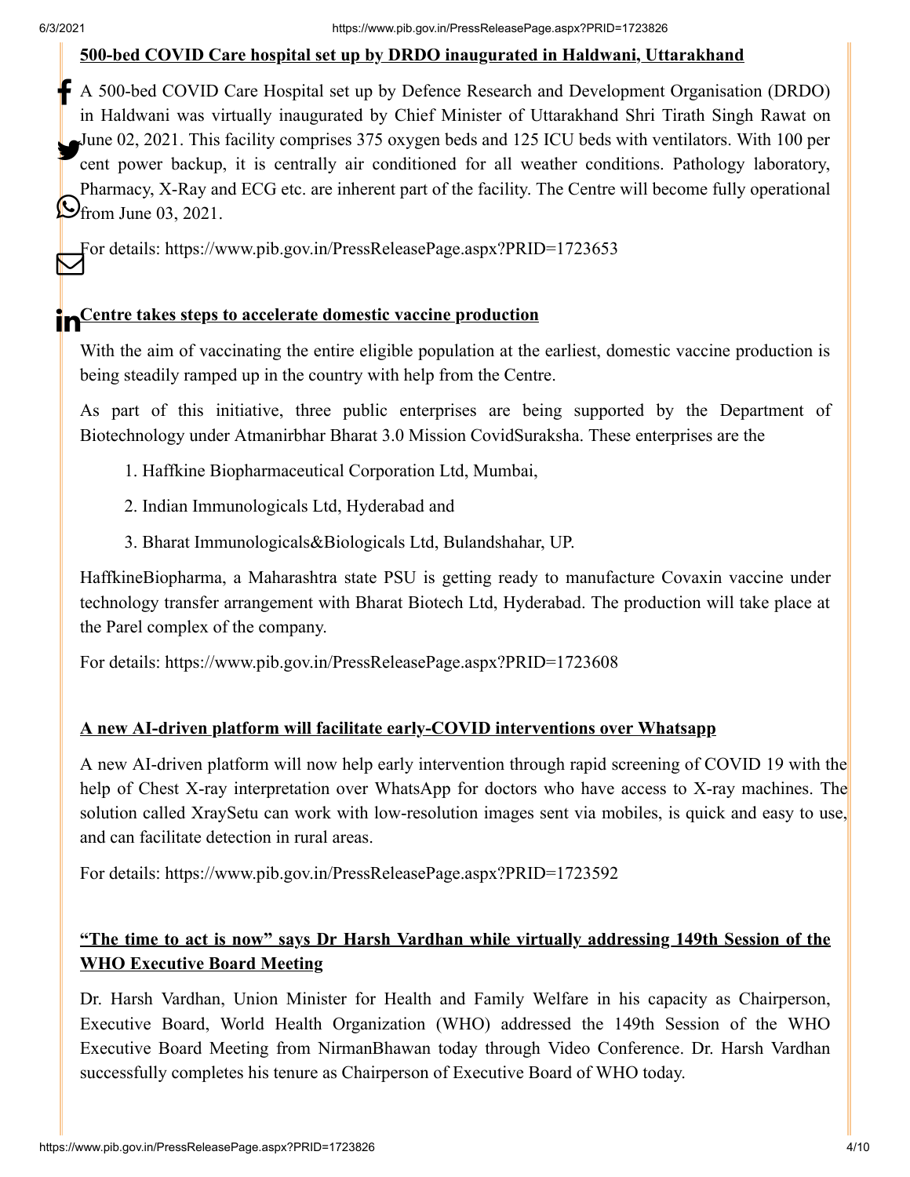**500-bed COVID Care hospital set up by DRDO inaugurated in Haldwani, Uttarakhand**

A 500-bed COVID Care Hospital set up by Defence Research and Development Organisation (DRDO) in Haldwani was virtually inaugurated by Chief Minister of Uttarakhand Shri Tirath Singh Rawat on June 02, 2021. This facility comprises 375 oxygen beds and 125 ICU beds with ventilators. With 100 per cent power backup, it is centrally air conditioned for all weather conditions. Pathology laboratory, Pharmacy, X-Ray and ECG etc. are inherent part of the facility. The Centre will become fully operational from June 03, 2021.

For details: https://www.pib.gov.in/PressReleasePage.aspx?PRID=1723653

**Centre takes steps to accelerate domestic vaccine production**

With the aim of vaccinating the entire eligible population at the earliest, domestic vaccine production is being steadily ramped up in the country with help from the Centre.

As part of this initiative, three public enterprises are being supported by the Department of Biotechnology under Atmanirbhar Bharat 3.0 Mission CovidSuraksha. These enterprises are the

1. Haffkine Biopharmaceutical Corporation Ltd, Mumbai,
2. Indian Immunologicals Ltd, Hyderabad and
3. Bharat Immunologicals&Biologicals Ltd, Bulandshahar, UP.

HaffkineBiopharma, a Maharashtra state PSU is getting ready to manufacture Covaxin vaccine under technology transfer arrangement with Bharat Biotech Ltd, Hyderabad. The production will take place at the Parel complex of the company.

For details: https://www.pib.gov.in/PressReleasePage.aspx?PRID=1723608

**A new AI-driven platform will facilitate early-COVID interventions over Whatsapp**

A new AI-driven platform will now help early intervention through rapid screening of COVID 19 with the help of Chest X-ray interpretation over WhatsApp for doctors who have access to X-ray machines. The solution called XraySetu can work with low-resolution images sent via mobiles, is quick and easy to use, and can facilitate detection in rural areas.

For details: https://www.pib.gov.in/PressReleasePage.aspx?PRID=1723592

**"The time to act is now" says Dr Harsh Vardhan while virtually addressing 149th Session of the WHO Executive Board Meeting**

Dr. Harsh Vardhan, Union Minister for Health and Family Welfare in his capacity as Chairperson, Executive Board, World Health Organization (WHO) addressed the 149th Session of the WHO Executive Board Meeting from NirmanBhawan today through Video Conference. Dr. Harsh Vardhan successfully completes his tenure as Chairperson of Executive Board of WHO today.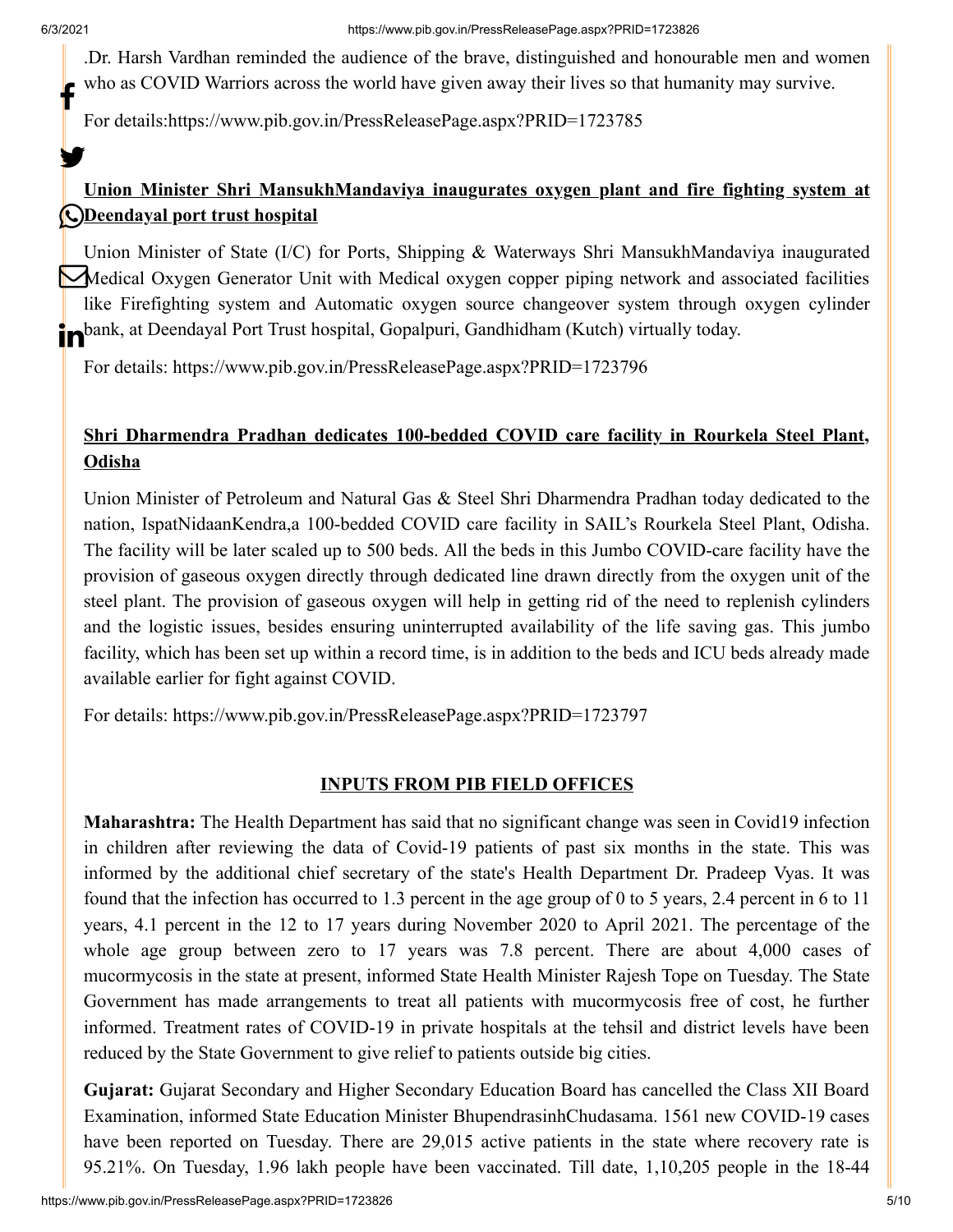.Dr. Harsh Vardhan reminded the audience of the brave, distinguished and honourable men and women who as COVID Warriors across the world have given away their lives so that humanity may survive.

For details:https://www.pib.gov.in/PressReleasePage.aspx?PRID=1723785

**Union Minister Shri MansukhMandaviya inaugurates oxygen plant and fire fighting system at Deendayal port trust hospital**

Union Minister of State (I/C) for Ports, Shipping & Waterways Shri MansukhMandaviya inaugurated Medical Oxygen Generator Unit with Medical oxygen copper piping network and associated facilities like Firefighting system and Automatic oxygen source changeover system through oxygen cylinder bank, at Deendayal Port Trust hospital, Gopalpuri, Gandhidham (Kutch) virtually today.

For details: https://www.pib.gov.in/PressReleasePage.aspx?PRID=1723796

**Shri Dharmendra Pradhan dedicates 100-bedded COVID care facility in Rourkela Steel Plant, Odisha**

Union Minister of Petroleum and Natural Gas & Steel Shri Dharmendra Pradhan today dedicated to the nation, IspatNidaanKendra,a 100-bedded COVID care facility in SAIL's Rourkela Steel Plant, Odisha. The facility will be later scaled up to 500 beds. All the beds in this Jumbo COVID-care facility have the provision of gaseous oxygen directly through dedicated line drawn directly from the oxygen unit of the steel plant. The provision of gaseous oxygen will help in getting rid of the need to replenish cylinders and the logistic issues, besides ensuring uninterrupted availability of the life saving gas. This jumbo facility, which has been set up within a record time, is in addition to the beds and ICU beds already made available earlier for fight against COVID.

For details: https://www.pib.gov.in/PressReleasePage.aspx?PRID=1723797

## INPUTS FROM PIB FIELD OFFICES

**Maharashtra:** The Health Department has said that no significant change was seen in Covid19 infection in children after reviewing the data of Covid-19 patients of past six months in the state. This was informed by the additional chief secretary of the state's Health Department Dr. Pradeep Vyas. It was found that the infection has occurred to 1.3 percent in the age group of 0 to 5 years, 2.4 percent in 6 to 11 years, 4.1 percent in the 12 to 17 years during November 2020 to April 2021. The percentage of the whole age group between zero to 17 years was 7.8 percent. There are about 4,000 cases of mucormycosis in the state at present, informed State Health Minister Rajesh Tope on Tuesday. The State Government has made arrangements to treat all patients with mucormycosis free of cost, he further informed. Treatment rates of COVID-19 in private hospitals at the tehsil and district levels have been reduced by the State Government to give relief to patients outside big cities.

**Gujarat:** Gujarat Secondary and Higher Secondary Education Board has cancelled the Class XII Board Examination, informed State Education Minister BhupendrasinhChudasama. 1561 new COVID-19 cases have been reported on Tuesday. There are 29,015 active patients in the state where recovery rate is 95.21%. On Tuesday, 1.96 lakh people have been vaccinated. Till date, 1,10,205 people in the 18-44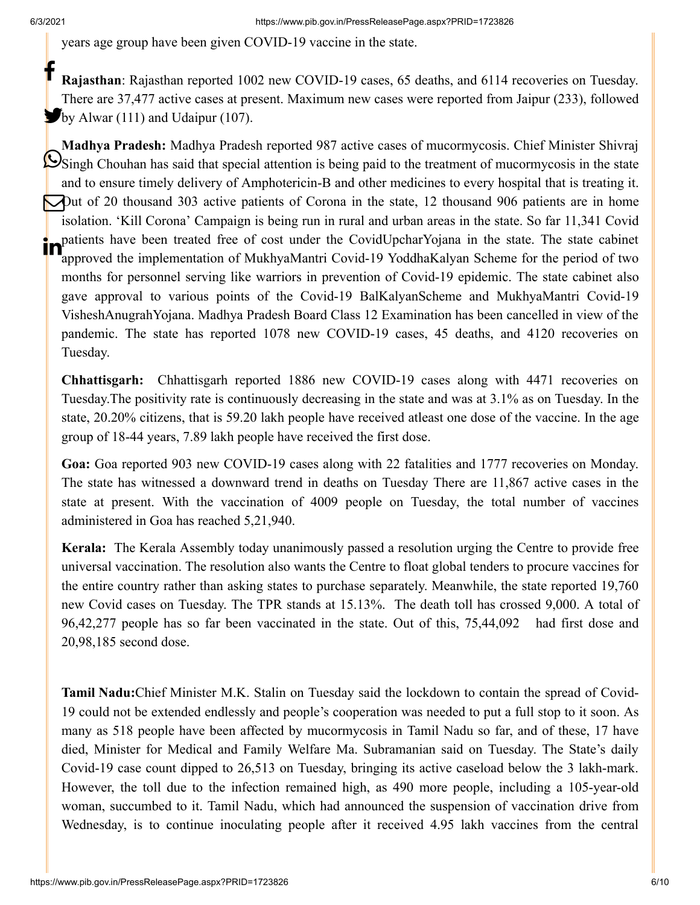years age group have been given COVID-19 vaccine in the state.

**Rajasthan**: Rajasthan reported 1002 new COVID-19 cases, 65 deaths, and 6114 recoveries on Tuesday. There are 37,477 active cases at present. Maximum new cases were reported from Jaipur (233), followed by Alwar (111) and Udaipur (107).

**Madhya Pradesh:** Madhya Pradesh reported 987 active cases of mucormycosis. Chief Minister Shivraj Singh Chouhan has said that special attention is being paid to the treatment of mucormycosis in the state and to ensure timely delivery of Amphotericin-B and other medicines to every hospital that is treating it. Out of 20 thousand 303 active patients of Corona in the state, 12 thousand 906 patients are in home isolation. 'Kill Corona' Campaign is being run in rural and urban areas in the state. So far 11,341 Covid patients have been treated free of cost under the CovidUpcharYojana in the state. The state cabinet approved the implementation of MukhyaMantri Covid-19 YoddhaKalyan Scheme for the period of two months for personnel serving like warriors in prevention of Covid-19 epidemic. The state cabinet also gave approval to various points of the Covid-19 BalKalyanScheme and MukhyaMantri Covid-19 VisheshAnugrahYojana. Madhya Pradesh Board Class 12 Examination has been cancelled in view of the pandemic. The state has reported 1078 new COVID-19 cases, 45 deaths, and 4120 recoveries on Tuesday.

**Chhattisgarh:** Chhattisgarh reported 1886 new COVID-19 cases along with 4471 recoveries on Tuesday.The positivity rate is continuously decreasing in the state and was at 3.1% as on Tuesday. In the state, 20.20% citizens, that is 59.20 lakh people have received atleast one dose of the vaccine. In the age group of 18-44 years, 7.89 lakh people have received the first dose.

**Goa:** Goa reported 903 new COVID-19 cases along with 22 fatalities and 1777 recoveries on Monday. The state has witnessed a downward trend in deaths on Tuesday There are 11,867 active cases in the state at present. With the vaccination of 4009 people on Tuesday, the total number of vaccines administered in Goa has reached 5,21,940.

**Kerala:** The Kerala Assembly today unanimously passed a resolution urging the Centre to provide free universal vaccination. The resolution also wants the Centre to float global tenders to procure vaccines for the entire country rather than asking states to purchase separately. Meanwhile, the state reported 19,760 new Covid cases on Tuesday. The TPR stands at 15.13%. The death toll has crossed 9,000. A total of 96,42,277 people has so far been vaccinated in the state. Out of this, 75,44,092 had first dose and 20,98,185 second dose.

**Tamil Nadu:**Chief Minister M.K. Stalin on Tuesday said the lockdown to contain the spread of Covid-19 could not be extended endlessly and people's cooperation was needed to put a full stop to it soon. As many as 518 people have been affected by mucormycosis in Tamil Nadu so far, and of these, 17 have died, Minister for Medical and Family Welfare Ma. Subramanian said on Tuesday. The State's daily Covid-19 case count dipped to 26,513 on Tuesday, bringing its active caseload below the 3 lakh-mark. However, the toll due to the infection remained high, as 490 more people, including a 105-year-old woman, succumbed to it. Tamil Nadu, which had announced the suspension of vaccination drive from Wednesday, is to continue inoculating people after it received 4.95 lakh vaccines from the central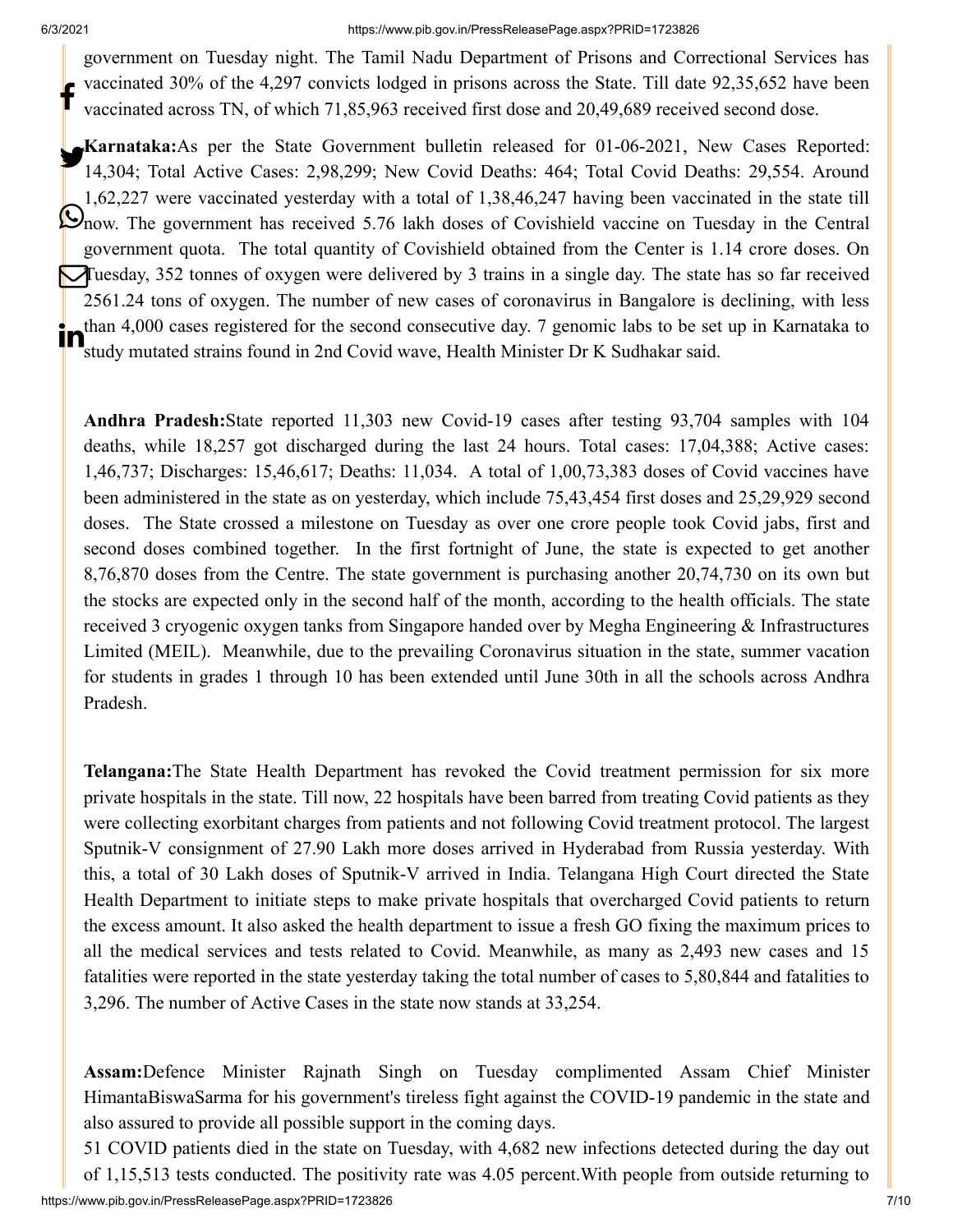government on Tuesday night. The Tamil Nadu Department of Prisons and Correctional Services has vaccinated 30% of the 4,297 convicts lodged in prisons across the State. Till date 92,35,652 have been vaccinated across TN, of which 71,85,963 received first dose and 20,49,689 received second dose.

**Karnataka:**As per the State Government bulletin released for 01-06-2021, New Cases Reported: 14,304; Total Active Cases: 2,98,299; New Covid Deaths: 464; Total Covid Deaths: 29,554. Around 1,62,227 were vaccinated yesterday with a total of 1,38,46,247 having been vaccinated in the state till now. The government has received 5.76 lakh doses of Covishield vaccine on Tuesday in the Central government quota. The total quantity of Covishield obtained from the Center is 1.14 crore doses. On Tuesday, 352 tonnes of oxygen were delivered by 3 trains in a single day. The state has so far received 2561.24 tons of oxygen. The number of new cases of coronavirus in Bangalore is declining, with less than 4,000 cases registered for the second consecutive day. 7 genomic labs to be set up in Karnataka to study mutated strains found in 2nd Covid wave, Health Minister Dr K Sudhakar said.

**Andhra Pradesh:**State reported 11,303 new Covid-19 cases after testing 93,704 samples with 104 deaths, while 18,257 got discharged during the last 24 hours. Total cases: 17,04,388; Active cases: 1,46,737; Discharges: 15,46,617; Deaths: 11,034. A total of 1,00,73,383 doses of Covid vaccines have been administered in the state as on yesterday, which include 75,43,454 first doses and 25,29,929 second doses. The State crossed a milestone on Tuesday as over one crore people took Covid jabs, first and second doses combined together. In the first fortnight of June, the state is expected to get another 8,76,870 doses from the Centre. The state government is purchasing another 20,74,730 on its own but the stocks are expected only in the second half of the month, according to the health officials. The state received 3 cryogenic oxygen tanks from Singapore handed over by Megha Engineering & Infrastructures Limited (MEIL). Meanwhile, due to the prevailing Coronavirus situation in the state, summer vacation for students in grades 1 through 10 has been extended until June 30th in all the schools across Andhra Pradesh.

**Telangana:**The State Health Department has revoked the Covid treatment permission for six more private hospitals in the state. Till now, 22 hospitals have been barred from treating Covid patients as they were collecting exorbitant charges from patients and not following Covid treatment protocol. The largest Sputnik-V consignment of 27.90 Lakh more doses arrived in Hyderabad from Russia yesterday. With this, a total of 30 Lakh doses of Sputnik-V arrived in India. Telangana High Court directed the State Health Department to initiate steps to make private hospitals that overcharged Covid patients to return the excess amount. It also asked the health department to issue a fresh GO fixing the maximum prices to all the medical services and tests related to Covid. Meanwhile, as many as 2,493 new cases and 15 fatalities were reported in the state yesterday taking the total number of cases to 5,80,844 and fatalities to 3,296. The number of Active Cases in the state now stands at 33,254.

**Assam:**Defence Minister Rajnath Singh on Tuesday complimented Assam Chief Minister HimantaBiswaSarma for his government's tireless fight against the COVID-19 pandemic in the state and also assured to provide all possible support in the coming days.

51 COVID patients died in the state on Tuesday, with 4,682 new infections detected during the day out of 1,15,513 tests conducted. The positivity rate was 4.05 percent.With people from outside returning to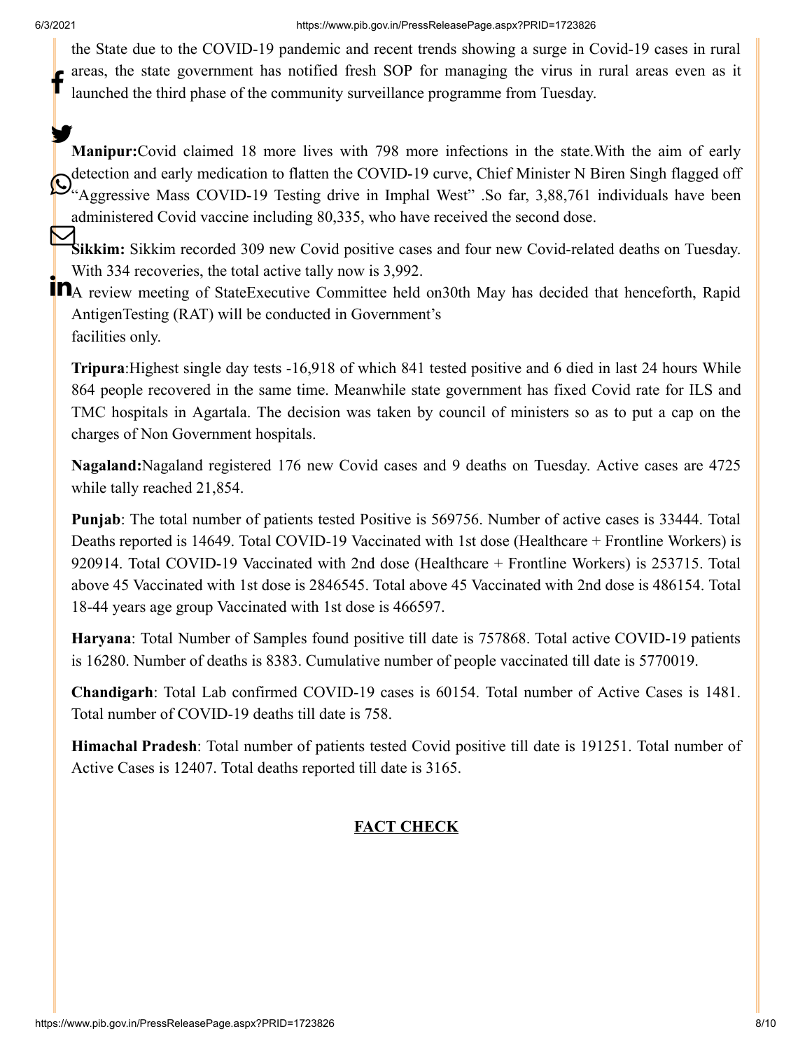the State due to the COVID-19 pandemic and recent trends showing a surge in Covid-19 cases in rural areas, the state government has notified fresh SOP for managing the virus in rural areas even as it launched the third phase of the community surveillance programme from Tuesday.

**Manipur:**Covid claimed 18 more lives with 798 more infections in the state.With the aim of early detection and early medication to flatten the COVID-19 curve, Chief Minister N Biren Singh flagged off "Aggressive Mass COVID-19 Testing drive in Imphal West" .So far, 3,88,761 individuals have been administered Covid vaccine including 80,335, who have received the second dose.

**Sikkim:** Sikkim recorded 309 new Covid positive cases and four new Covid-related deaths on Tuesday. With 334 recoveries, the total active tally now is 3,992.

A review meeting of StateExecutive Committee held on30th May has decided that henceforth, Rapid AntigenTesting (RAT) will be conducted in Government's
facilities only.

**Tripura**:Highest single day tests -16,918 of which 841 tested positive and 6 died in last 24 hours While 864 people recovered in the same time. Meanwhile state government has fixed Covid rate for ILS and TMC hospitals in Agartala. The decision was taken by council of ministers so as to put a cap on the charges of Non Government hospitals.

**Nagaland:**Nagaland registered 176 new Covid cases and 9 deaths on Tuesday. Active cases are 4725 while tally reached 21,854.

**Punjab**: The total number of patients tested Positive is 569756. Number of active cases is 33444. Total Deaths reported is 14649. Total COVID-19 Vaccinated with 1st dose (Healthcare + Frontline Workers) is 920914. Total COVID-19 Vaccinated with 2nd dose (Healthcare + Frontline Workers) is 253715. Total above 45 Vaccinated with 1st dose is 2846545. Total above 45 Vaccinated with 2nd dose is 486154. Total 18-44 years age group Vaccinated with 1st dose is 466597.

**Haryana**: Total Number of Samples found positive till date is 757868. Total active COVID-19 patients is 16280. Number of deaths is 8383. Cumulative number of people vaccinated till date is 5770019.

**Chandigarh**: Total Lab confirmed COVID-19 cases is 60154. Total number of Active Cases is 1481. Total number of COVID-19 deaths till date is 758.

**Himachal Pradesh**: Total number of patients tested Covid positive till date is 191251. Total number of Active Cases is 12407. Total deaths reported till date is 3165.

## FACT CHECK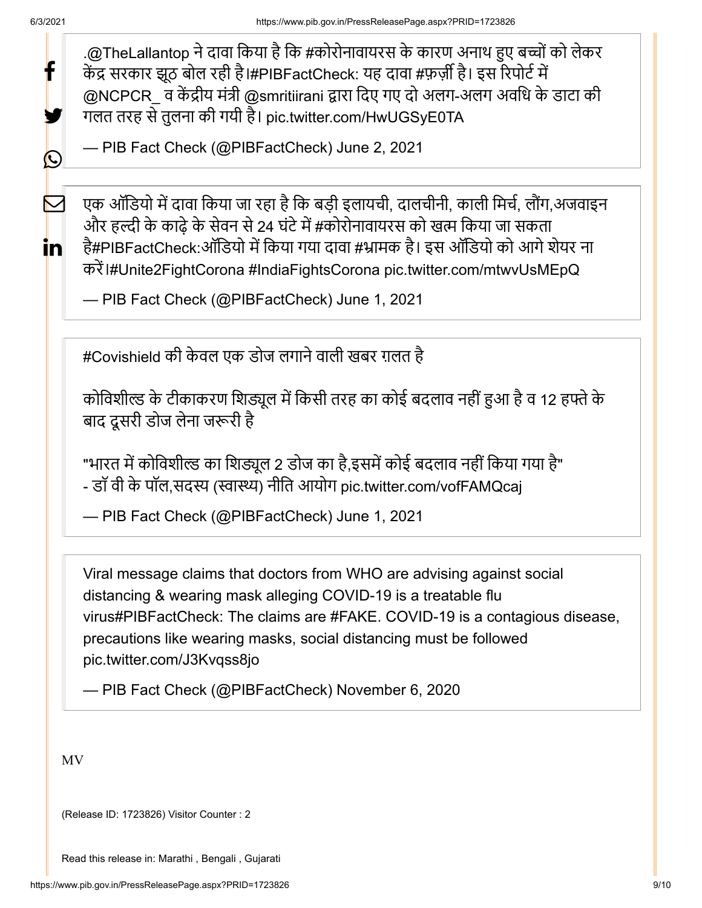.@TheLallantop ने दावा किया है कि #कोरोनावायरस के कारण अनाथ हुए बच्चों को लेकर केंद्र सरकार झूठ बोल रही है।#PIBFactCheck: यह दावा #फ़र्ज़ी है। इस रिपोर्ट में @NCPCR_ व केंद्रीय मंत्री @smritiirani द्वारा दिए गए दो अलग-अलग अवधि के डाटा की गलत तरह से तुलना की गयी है। pic.twitter.com/HwUGSyE0TA

— PIB Fact Check (@PIBFactCheck) June 2, 2021

एक ऑडियो में दावा किया जा रहा है कि बड़ी इलायची, दालचीनी, काली मिर्च, लौंग,अजवाइन और हल्दी के काढ़े के सेवन से 24 घंटे में #कोरोनावायरस को खत्म किया जा सकता है#PIBFactCheck:ऑडियो में किया गया दावा #भ्रामक है। इस ऑडियो को आगे शेयर ना करें।#Unite2FightCorona #IndiaFightsCorona pic.twitter.com/mtwvUsMEpQ

— PIB Fact Check (@PIBFactCheck) June 1, 2021

#Covishield की केवल एक डोज लगाने वाली खबर ग़लत है

कोविशील्ड के टीकाकरण शिड्यूल में किसी तरह का कोई बदलाव नहीं हुआ है व 12 हफ्ते के बाद दूसरी डोज लेना जरूरी है

"भारत में कोविशील्ड का शिड्यूल 2 डोज का है,इसमें कोई बदलाव नहीं किया गया है" - डॉ वी के पॉल,सदस्य (स्वास्थ्य) नीति आयोग pic.twitter.com/vofFAMQcaj

— PIB Fact Check (@PIBFactCheck) June 1, 2021

Viral message claims that doctors from WHO are advising against social distancing & wearing mask alleging COVID-19 is a treatable flu virus#PIBFactCheck: The claims are #FAKE. COVID-19 is a contagious disease, precautions like wearing masks, social distancing must be followed pic.twitter.com/J3Kvqss8jo

— PIB Fact Check (@PIBFactCheck) November 6, 2020

MV

(Release ID: 1723826) Visitor Counter : 2

Read this release in: Marathi , Bengali , Gujarati